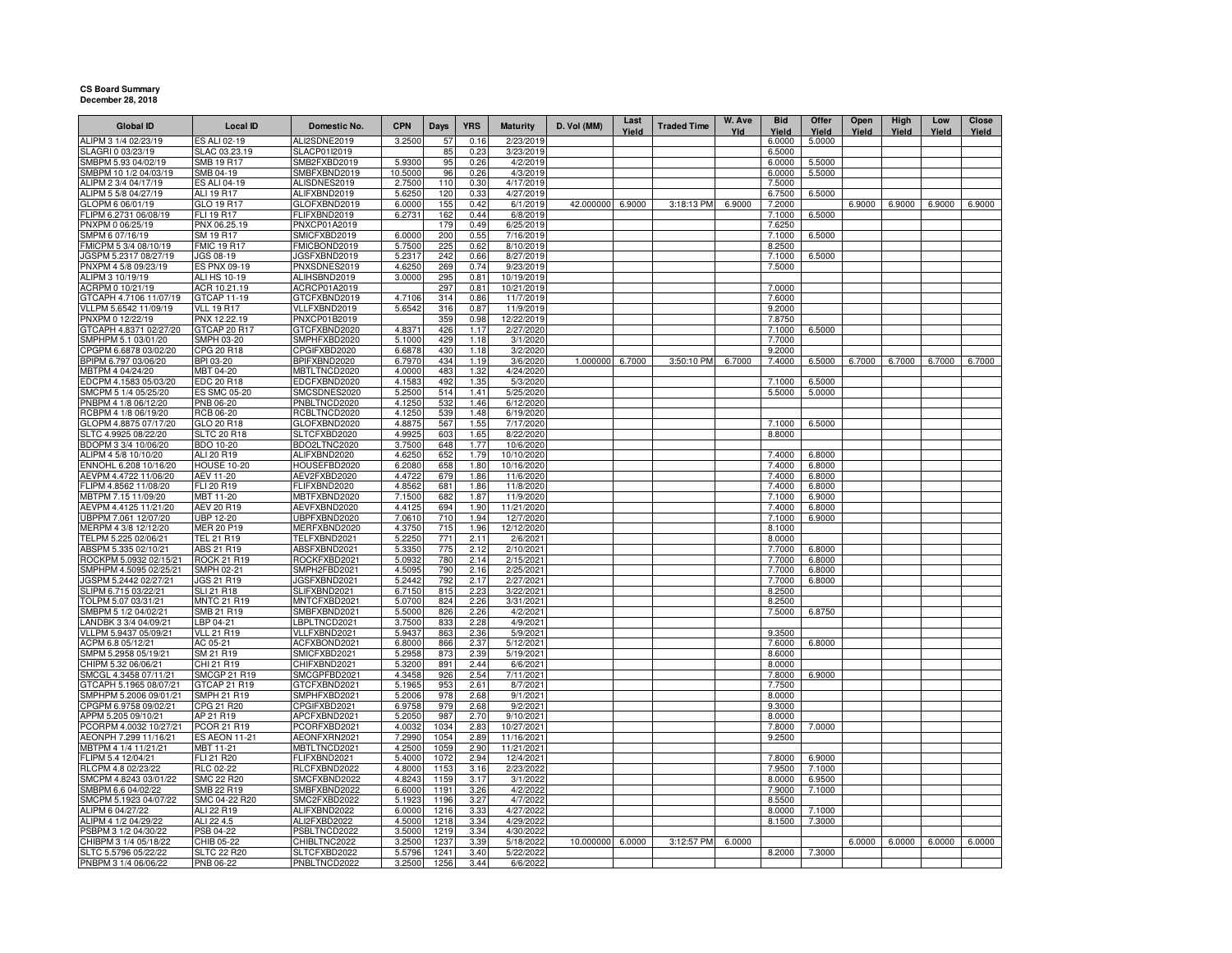**CS Board Summary**
**December 28, 2018**

| Global ID | Local ID | Domestic No. | CPN | Days | YRS | Maturity | D. Vol (MM) | Last Yield | Traded Time | W. Ave Yld | Bid Yield | Offer Yield | Open Yield | High Yield | Low Yield | Close Yield |
|---|---|---|---|---|---|---|---|---|---|---|---|---|---|---|---|---|
| ALIPM 3 1/4 02/23/19 | ES ALI 02-19 | ALI2SDNE2019 | 3.2500 | 57 | 0.16 | 2/23/2019 | | | | | 6.0000 | 5.0000 | | | | |
| SLAGRI 0 03/23/19 | SLAC 03.23.19 | SLACP01I2019 | | 85 | 0.23 | 3/23/2019 | | | | | 6.5000 | | | | | |
| SMBPM 5.93 04/02/19 | SMB 19 R17 | SMB2FXBD2019 | 5.9300 | 95 | 0.26 | 4/2/2019 | | | | | 6.0000 | 5.5000 | | | | |
| SMBPM 10 1/2 04/03/19 | SMB 04-19 | SMBFXBND2019 | 10.5000 | 96 | 0.26 | 4/3/2019 | | | | | 6.0000 | 5.5000 | | | | |
| ALIPM 2 3/4 04/17/19 | ES ALI 04-19 | ALISDNES2019 | 2.7500 | 110 | 0.30 | 4/17/2019 | | | | | 7.5000 | | | | | |
| ALIPM 5 5/8 04/27/19 | ALI 19 R17 | ALIFXBND2019 | 5.6250 | 120 | 0.33 | 4/27/2019 | | | | | 6.7500 | 6.5000 | | | | |
| GLOPM 6 06/01/19 | GLO 19 R17 | GLOFXBND2019 | 6.0000 | 155 | 0.42 | 6/1/2019 | 42.000000 | 6.9000 | 3:18:13 PM | 6.9000 | 7.2000 | | 6.9000 | 6.9000 | 6.9000 | 6.9000 |
| FLIPM 6.2731 06/08/19 | FLI 19 R17 | FLIFXBND2019 | 6.2731 | 162 | 0.44 | 6/8/2019 | | | | | 7.1000 | 6.5000 | | | | |
| PNXPM 0 06/25/19 | PNX 06.25.19 | PNXCP01A2019 | | 179 | 0.49 | 6/25/2019 | | | | | 7.6250 | | | | | |
| SMPM 6 07/16/19 | SM 19 R17 | SMICFXBD2019 | 6.0000 | 200 | 0.55 | 7/16/2019 | | | | | 7.1000 | 6.5000 | | | | |
| FMICPM 5 3/4 08/10/19 | FMIC 19 R17 | FMICBOND2019 | 5.7500 | 225 | 0.62 | 8/10/2019 | | | | | 8.2500 | | | | | |
| JGSPM 5.2317 08/27/19 | JGS 08-19 | JGSFXBND2019 | 5.2317 | 242 | 0.66 | 8/27/2019 | | | | | 7.1000 | 6.5000 | | | | |
| PNXPM 4 5/8 09/23/19 | ES PNX 09-19 | PNXSDNES2019 | 4.6250 | 269 | 0.74 | 9/23/2019 | | | | | 7.5000 | | | | | |
| ALIPM 3 10/19/19 | ALI HS 10-19 | ALIHSBND2019 | 3.0000 | 295 | 0.81 | 10/19/2019 | | | | | | | | | | |
| ACRPM 0 10/21/19 | ACR 10.21.19 | ACRCP01A2019 | | 297 | 0.81 | 10/21/2019 | | | | | 7.0000 | | | | | |
| GTCAPH 4.7106 11/07/19 | GTCAP 11-19 | GTCFXBND2019 | 4.7106 | 314 | 0.86 | 11/7/2019 | | | | | 7.6000 | | | | | |
| VLLPM 5.6542 11/09/19 | VLL 19 R17 | VLLFXBND2019 | 5.6542 | 316 | 0.87 | 11/9/2019 | | | | | 9.2000 | | | | | |
| PNXPM 0 12/22/19 | PNX 12.22.19 | PNXCP01B2019 | | 359 | 0.98 | 12/22/2019 | | | | | 7.8750 | | | | | |
| GTCAPH 4.8371 02/27/20 | GTCAP 20 R17 | GTCFXBND2020 | 4.8371 | 426 | 1.17 | 2/27/2020 | | | | | 7.1000 | 6.5000 | | | | |
| SMPHPM 5.1 03/01/20 | SMPH 03-20 | SMPHFXBD2020 | 5.1000 | 429 | 1.18 | 3/1/2020 | | | | | 7.7000 | | | | | |
| CPGPM 6.6878 03/02/20 | CPG 20 R18 | CPGIFXBD2020 | 6.6878 | 430 | 1.18 | 3/2/2020 | | | | | 9.2000 | | | | | |
| BPIPM 6.797 03/06/20 | BPI 03-20 | BPIFXBND2020 | 6.7970 | 434 | 1.19 | 3/6/2020 | 1.000000 | 6.7000 | 3:50:10 PM | 6.7000 | 7.4000 | 6.5000 | 6.7000 | 6.7000 | 6.7000 | 6.7000 |
| MBTPM 4 04/24/20 | MBT 04-20 | MBTLTNCD2020 | 4.0000 | 483 | 1.32 | 4/24/2020 | | | | | | | | | | |
| EDCPM 4.1583 05/03/20 | EDC 20 R18 | EDCFXBND2020 | 4.1583 | 492 | 1.35 | 5/3/2020 | | | | | 7.1000 | 6.5000 | | | | |
| SMCPM 5 1/4 05/25/20 | ES SMC 05-20 | SMCSDNES2020 | 5.2500 | 514 | 1.41 | 5/25/2020 | | | | | 5.5000 | 5.0000 | | | | |
| PNBPM 4 1/8 06/12/20 | PNB 06-20 | PNBLTNCD2020 | 4.1250 | 532 | 1.46 | 6/12/2020 | | | | | | | | | | |
| RCBPM 4 1/8 06/19/20 | RCB 06-20 | RCBLTNCD2020 | 4.1250 | 539 | 1.48 | 6/19/2020 | | | | | | | | | | |
| GLOPM 4.8875 07/17/20 | GLO 20 R18 | GLOFXBND2020 | 4.8875 | 567 | 1.55 | 7/17/2020 | | | | | 7.1000 | 6.5000 | | | | |
| SLTC 4.9925 08/22/20 | SLTC 20 R18 | SLTCFXBD2020 | 4.9925 | 603 | 1.65 | 8/22/2020 | | | | | 8.8000 | | | | | |
| BDOPM 3 3/4 10/06/20 | BDO 10-20 | BDO2LTNC2020 | 3.7500 | 648 | 1.77 | 10/6/2020 | | | | | | | | | | |
| ALIPM 4 5/8 10/10/20 | ALI 20 R19 | ALIFXBND2020 | 4.6250 | 652 | 1.79 | 10/10/2020 | | | | | 7.4000 | 6.8000 | | | | |
| ENNOHL 6.208 10/16/20 | HOUSE 10-20 | HOUSEFBD2020 | 6.2080 | 658 | 1.80 | 10/16/2020 | | | | | 7.4000 | 6.8000 | | | | |
| AEVPM 4.4722 11/06/20 | AEV 11-20 | AEV2FXBD2020 | 4.4722 | 679 | 1.86 | 11/6/2020 | | | | | 7.4000 | 6.8000 | | | | |
| FLIPM 4.8562 11/08/20 | FLI 20 R19 | FLIFXBND2020 | 4.8562 | 681 | 1.86 | 11/8/2020 | | | | | 7.4000 | 6.8000 | | | | |
| MBTPM 7.15 11/09/20 | MBT 11-20 | MBTFXBND2020 | 7.1500 | 682 | 1.87 | 11/9/2020 | | | | | 7.1000 | 6.9000 | | | | |
| AEVPM 4.4125 11/21/20 | AEV 20 R19 | AEVFXBND2020 | 4.4125 | 694 | 1.90 | 11/21/2020 | | | | | 7.4000 | 6.8000 | | | | |
| UBPPM 7.061 12/07/20 | UBP 12-20 | UBPFXBND2020 | 7.0610 | 710 | 1.94 | 12/7/2020 | | | | | 7.1000 | 6.9000 | | | | |
| MERPM 4 3/8 12/12/20 | MER 20 P19 | MERFXBND2020 | 4.3750 | 715 | 1.96 | 12/12/2020 | | | | | 8.1000 | | | | | |
| TELPM 5.225 02/06/21 | TEL 21 R19 | TELFXBND2021 | 5.2250 | 771 | 2.11 | 2/6/2021 | | | | | 8.0000 | | | | | |
| ABSPM 5.335 02/10/21 | ABS 21 R19 | ABSFXBND2021 | 5.3350 | 775 | 2.12 | 2/10/2021 | | | | | 7.7000 | 6.8000 | | | | |
| ROCKPM 5.0932 02/15/21 | ROCK 21 R19 | ROCKFXBD2021 | 5.0932 | 780 | 2.14 | 2/15/2021 | | | | | 7.7000 | 6.8000 | | | | |
| SMPHPM 4.5095 02/25/21 | SMPH 02-21 | SMPH2FBD2021 | 4.5095 | 790 | 2.16 | 2/25/2021 | | | | | 7.7000 | 6.8000 | | | | |
| JGSPM 5.2442 02/27/21 | JGS 21 R19 | JGSFXBND2021 | 5.2442 | 792 | 2.17 | 2/27/2021 | | | | | 7.7000 | 6.8000 | | | | |
| SLIPM 6.715 03/22/21 | SLI 21 R18 | SLIFXBND2021 | 6.7150 | 815 | 2.23 | 3/22/2021 | | | | | 8.2500 | | | | | |
| TOLPM 5.07 03/31/21 | MNTC 21 R19 | MNTCFXBD2021 | 5.0700 | 824 | 2.26 | 3/31/2021 | | | | | 8.2500 | | | | | |
| SMBPM 5 1/2 04/02/21 | SMB 21 R19 | SMBFXBND2021 | 5.5000 | 826 | 2.26 | 4/2/2021 | | | | | 7.5000 | 6.8750 | | | | |
| LANDBK 3 3/4 04/09/21 | LBP 04-21 | LBPLTNCD2021 | 3.7500 | 833 | 2.28 | 4/9/2021 | | | | | | | | | | |
| VLLPM 5.9437 05/09/21 | VLL 21 R19 | VLLFXBND2021 | 5.9437 | 863 | 2.36 | 5/9/2021 | | | | | 9.3500 | | | | | |
| ACPM 6.8 05/12/21 | AC 05-21 | ACFXBOND2021 | 6.8000 | 866 | 2.37 | 5/12/2021 | | | | | 7.6000 | 6.8000 | | | | |
| SMPM 5.2958 05/19/21 | SM 21 R19 | SMICFXBD2021 | 5.2958 | 873 | 2.39 | 5/19/2021 | | | | | 8.6000 | | | | | |
| CHIPM 5.32 06/06/21 | CHI 21 R19 | CHIFXBND2021 | 5.3200 | 891 | 2.44 | 6/6/2021 | | | | | 8.0000 | | | | | |
| SMCGL 4.3458 07/11/21 | SMCGP 21 R19 | SMCGPFBD2021 | 4.3458 | 926 | 2.54 | 7/11/2021 | | | | | 7.8000 | 6.9000 | | | | |
| GTCAPH 5.1965 08/07/21 | GTCAP 21 R19 | GTCFXBND2021 | 5.1965 | 953 | 2.61 | 8/7/2021 | | | | | 7.7500 | | | | | |
| SMPHPM 5.2006 09/01/21 | SMPH 21 R19 | SMPHFXBD2021 | 5.2006 | 978 | 2.68 | 9/1/2021 | | | | | 8.0000 | | | | | |
| CPGPM 6.9758 09/02/21 | CPG 21 R20 | CPGIFXBD2021 | 6.9758 | 979 | 2.68 | 9/2/2021 | | | | | 9.3000 | | | | | |
| APPM 5.205 09/10/21 | AP 21 R19 | APCFXBND2021 | 5.2050 | 987 | 2.70 | 9/10/2021 | | | | | 8.0000 | | | | | |
| PCORPM 4.0032 10/27/21 | PCOR 21 R19 | PCORFXBD2021 | 4.0032 | 1034 | 2.83 | 10/27/2021 | | | | | 7.8000 | 7.0000 | | | | |
| AEONPH 7.299 11/16/21 | ES AEON 11-21 | AEONFXRN2021 | 7.2990 | 1054 | 2.89 | 11/16/2021 | | | | | 9.2500 | | | | | |
| MBTPM 4 1/4 11/21/21 | MBT 11-21 | MBTLTNCD2021 | 4.2500 | 1059 | 2.90 | 11/21/2021 | | | | | | | | | | |
| FLIPM 5.4 12/04/21 | FLI 21 R20 | FLIFXBND2021 | 5.4000 | 1072 | 2.94 | 12/4/2021 | | | | | 7.8000 | 6.9000 | | | | |
| RLCPM 4.8 02/23/22 | RLC 02-22 | RLCFXBND2022 | 4.8000 | 1153 | 3.16 | 2/23/2022 | | | | | 7.9500 | 7.1000 | | | | |
| SMCPM 4.8243 03/01/22 | SMC 22 R20 | SMCFXBND2022 | 4.8243 | 1159 | 3.17 | 3/1/2022 | | | | | 8.0000 | 6.9500 | | | | |
| SMBPM 6.6 04/02/22 | SMB 22 R19 | SMBFXBND2022 | 6.6000 | 1191 | 3.26 | 4/2/2022 | | | | | 7.9000 | 7.1000 | | | | |
| SMCPM 5.1923 04/07/22 | SMC 04-22 R20 | SMC2FXBD2022 | 5.1923 | 1196 | 3.27 | 4/7/2022 | | | | | 8.5500 | | | | | |
| ALIPM 6 04/27/22 | ALI 22 R19 | ALIFXBND2022 | 6.0000 | 1216 | 3.33 | 4/27/2022 | | | | | 8.0000 | 7.1000 | | | | |
| ALIPM 4 1/2 04/29/22 | ALI 22 4.5 | ALI2FXBD2022 | 4.5000 | 1218 | 3.34 | 4/29/2022 | | | | | 8.1500 | 7.3000 | | | | |
| PSBPM 3 1/2 04/30/22 | PSB 04-22 | PSBLTNCD2022 | 3.5000 | 1219 | 3.34 | 4/30/2022 | | | | | | | | | | |
| CHIBPM 3 1/4 05/18/22 | CHIB 05-22 | CHIBLTNC2022 | 3.2500 | 1237 | 3.39 | 5/18/2022 | 10.000000 | 6.0000 | 3:12:57 PM | 6.0000 | | | 6.0000 | 6.0000 | 6.0000 | 6.0000 |
| SLTC 5.5796 05/22/22 | SLTC 22 R20 | SLTCFXBD2022 | 5.5796 | 1241 | 3.40 | 5/22/2022 | | | | | 8.2000 | 7.3000 | | | | |
| PNBPM 3 1/4 06/06/22 | PNB 06-22 | PNBLTNCD2022 | 3.2500 | 1256 | 3.44 | 6/6/2022 | | | | | | | | | | |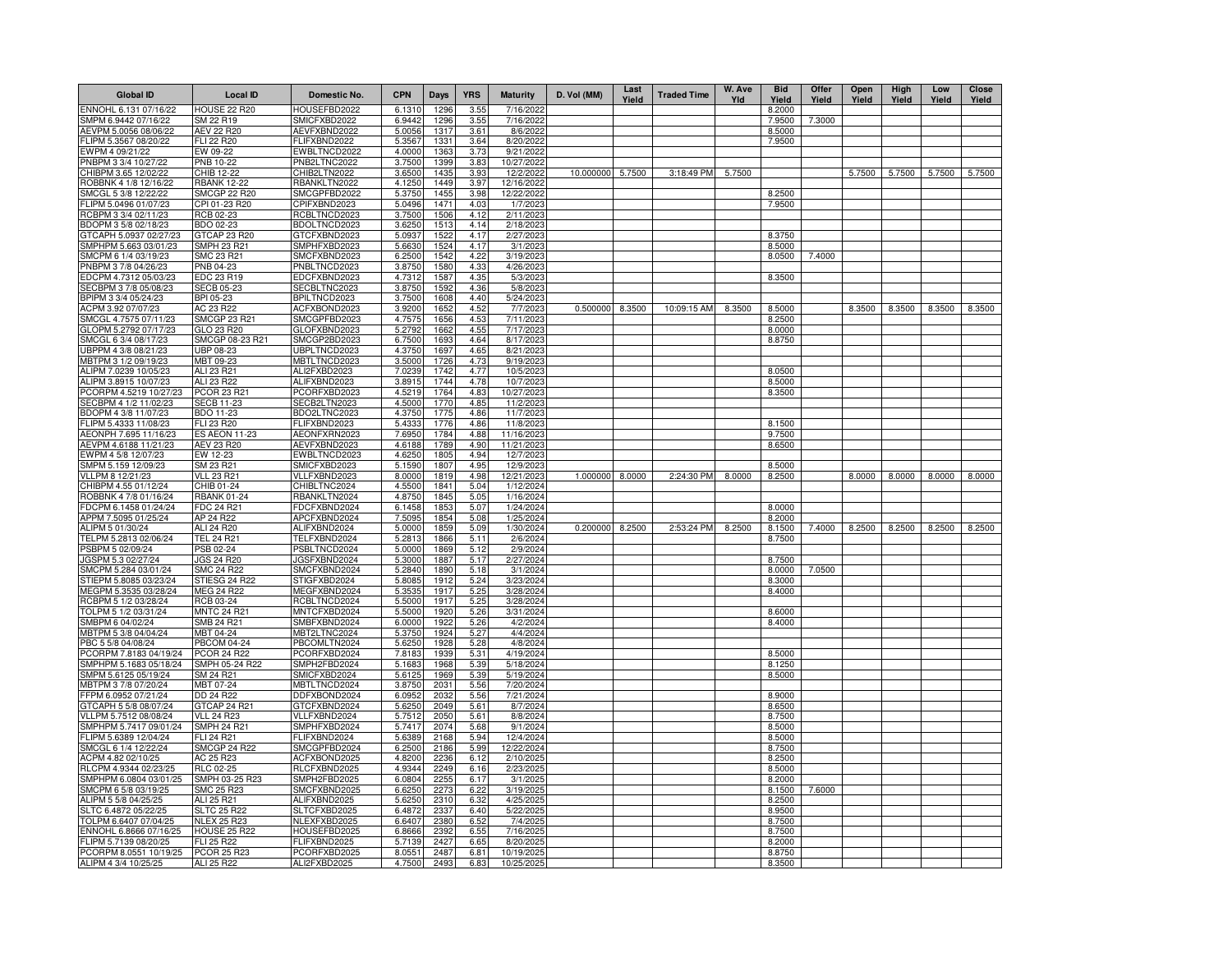| Global ID | Local ID | Domestic No. | CPN | Days | YRS | Maturity | D. Vol (MM) | Last Yield | Traded Time | W. Ave Yld | Bid Yield | Offer Yield | Open Yield | High Yield | Low Yield | Close Yield |
|---|---|---|---|---|---|---|---|---|---|---|---|---|---|---|---|---|
| ENNOHL 6.131 07/16/22 | HOUSE 22 R20 | HOUSEFBD2022 | 6.1310 | 1296 | 3.55 | 7/16/2022 | | | | | 8.2000 | | | | | |
| SMPM 6.9442 07/16/22 | SM 22 R19 | SMICFXBD2022 | 6.9442 | 1296 | 3.55 | 7/16/2022 | | | | | 7.9500 | 7.3000 | | | | |
| AEVPM 5.0056 08/06/22 | AEV 22 R20 | AEVFXBND2022 | 5.0056 | 1317 | 3.61 | 8/6/2022 | | | | | 8.5000 | | | | | |
| FLIPM 5.3567 08/20/22 | FLI 22 R20 | FLIFXBND2022 | 5.3567 | 1331 | 3.64 | 8/20/2022 | | | | | 7.9500 | | | | | |
| EWPM 4 09/21/22 | EW 09-22 | EWBLTNCD2022 | 4.0000 | 1363 | 3.73 | 9/21/2022 | | | | | | | | | | |
| PNBPM 3 3/4 10/27/22 | PNB 10-22 | PNB2LTNC2022 | 3.7500 | 1399 | 3.83 | 10/27/2022 | | | | | | | | | | |
| CHIBPM 3.65 12/02/22 | CHIB 12-22 | CHIB2LTN2022 | 3.6500 | 1435 | 3.93 | 12/2/2022 | 10.000000 | 5.7500 | 3:18:49 PM | 5.7500 | | | 5.7500 | 5.7500 | 5.7500 | 5.7500 |
| ROBBNK 4 1/8 12/16/22 | RBANK 12-22 | RBANKLTN2022 | 4.1250 | 1449 | 3.97 | 12/16/2022 | | | | | | | | | | |
| SMCGL 5 3/8 12/22/22 | SMCGP 22 R20 | SMCGPFBD2022 | 5.3750 | 1455 | 3.98 | 12/22/2022 | | | | | 8.2500 | | | | | |
| FLIPM 5.0496 01/07/23 | CPI 01-23 R20 | CPIFXBND2023 | 5.0496 | 1471 | 4.03 | 1/7/2023 | | | | | 7.9500 | | | | | |
| RCBPM 3 3/4 02/11/23 | RCB 02-23 | RCBLTNCD2023 | 3.7500 | 1506 | 4.12 | 2/11/2023 | | | | | | | | | | |
| BDOPM 3 5/8 02/18/23 | BDO 02-23 | BDOLTNCD2023 | 3.6250 | 1513 | 4.14 | 2/18/2023 | | | | | | | | | | |
| GTCAPH 5.0937 02/27/23 | GTCAP 23 R20 | GTCFXBND2023 | 5.0937 | 1522 | 4.17 | 2/27/2023 | | | | | 8.3750 | | | | | |
| SMPHPM 5.663 03/01/23 | SMPH 23 R21 | SMPHFXBD2023 | 5.6630 | 1524 | 4.17 | 3/1/2023 | | | | | 8.5000 | | | | | |
| SMCPM 6 1/4 03/19/23 | SMC 23 R21 | SMCFXBND2023 | 6.2500 | 1542 | 4.22 | 3/19/2023 | | | | | 8.0500 | 7.4000 | | | | |
| PNBPM 3 7/8 04/26/23 | PNB 04-23 | PNBLTNCD2023 | 3.8750 | 1580 | 4.33 | 4/26/2023 | | | | | | | | | | |
| EDCPM 4.7312 05/03/23 | EDC 23 R19 | EDCFXBND2023 | 4.7312 | 1587 | 4.35 | 5/3/2023 | | | | | 8.3500 | | | | | |
| SECBPM 3 7/8 05/08/23 | SECB 05-23 | SECBLTNC2023 | 3.8750 | 1592 | 4.36 | 5/8/2023 | | | | | | | | | | |
| BPIPM 3 3/4 05/24/23 | BPI 05-23 | BPILTNCD2023 | 3.7500 | 1608 | 4.40 | 5/24/2023 | | | | | | | | | | |
| ACPM 3.92 07/07/23 | AC 23 R22 | ACFXBOND2023 | 3.9200 | 1652 | 4.52 | 7/7/2023 | 0.500000 | 8.3500 | 10:09:15 AM | 8.3500 | 8.5000 | | 8.3500 | 8.3500 | 8.3500 | 8.3500 |
| SMCGL 4.7575 07/11/23 | SMCGP 23 R21 | SMCGPFBD2023 | 4.7575 | 1656 | 4.53 | 7/11/2023 | | | | | 8.2500 | | | | | |
| GLOPM 5.2792 07/17/23 | GLO 23 R20 | GLOFXBND2023 | 5.2792 | 1662 | 4.55 | 7/17/2023 | | | | | 8.0000 | | | | | |
| SMCGL 6 3/4 08/17/23 | SMCGP 08-23 R21 | SMCGP2BD2023 | 6.7500 | 1693 | 4.64 | 8/17/2023 | | | | | 8.8750 | | | | | |
| UBPPM 4 3/8 08/21/23 | UBP 08-23 | UBPLTNCD2023 | 4.3750 | 1697 | 4.65 | 8/21/2023 | | | | | | | | | | |
| MBTPM 3 1/2 09/19/23 | MBT 09-23 | MBTLTNCD2023 | 3.5000 | 1726 | 4.73 | 9/19/2023 | | | | | | | | | | |
| ALIPM 7.0239 10/05/23 | ALI 23 R21 | ALI2FXBD2023 | 7.0239 | 1742 | 4.77 | 10/5/2023 | | | | | 8.0500 | | | | | |
| ALIPM 3.8915 10/07/23 | ALI 23 R22 | ALIFXBND2023 | 3.8915 | 1744 | 4.78 | 10/7/2023 | | | | | 8.5000 | | | | | |
| PCORPM 4.5219 10/27/23 | PCOR 23 R21 | PCORFXBD2023 | 4.5219 | 1764 | 4.83 | 10/27/2023 | | | | | 8.3500 | | | | | |
| SECBPM 4 1/2 11/02/23 | SECB 11-23 | SECB2LTN2023 | 4.5000 | 1770 | 4.85 | 11/2/2023 | | | | | | | | | | |
| BDOPM 4 3/8 11/07/23 | BDO 11-23 | BDO2LTNC2023 | 4.3750 | 1775 | 4.86 | 11/7/2023 | | | | | | | | | | |
| FLIPM 5.4333 11/08/23 | FLI 23 R20 | FLIFXBND2023 | 5.4333 | 1776 | 4.86 | 11/8/2023 | | | | | 8.1500 | | | | | |
| AEONPH 7.695 11/16/23 | ES AEON 11-23 | AEONFXRN2023 | 7.6950 | 1784 | 4.88 | 11/16/2023 | | | | | 9.7500 | | | | | |
| AEVPM 4.6188 11/21/23 | AEV 23 R20 | AEVFXBND2023 | 4.6188 | 1789 | 4.90 | 11/21/2023 | | | | | 8.6500 | | | | | |
| EWPM 4 5/8 12/07/23 | EW 12-23 | EWBLTNCD2023 | 4.6250 | 1805 | 4.94 | 12/7/2023 | | | | | | | | | | |
| SMPM 5.159 12/09/23 | SM 23 R21 | SMICFXBD2023 | 5.1590 | 1807 | 4.95 | 12/9/2023 | | | | | 8.5000 | | | | | |
| VLLPM 8 12/21/23 | VLL 23 R21 | VLLFXBND2023 | 8.0000 | 1819 | 4.98 | 12/21/2023 | 1.000000 | 8.0000 | 2:24:30 PM | 8.0000 | 8.2500 | | 8.0000 | 8.0000 | 8.0000 | 8.0000 |
| CHIBPM 4.55 01/12/24 | CHIB 01-24 | CHIBLTNC2024 | 4.5500 | 1841 | 5.04 | 1/12/2024 | | | | | | | | | | |
| ROBBNK 4 7/8 01/16/24 | RBANK 01-24 | RBANKLTN2024 | 4.8750 | 1845 | 5.05 | 1/16/2024 | | | | | | | | | | |
| FDCPM 6.1458 01/24/24 | FDC 24 R21 | FDCFXBND2024 | 6.1458 | 1853 | 5.07 | 1/24/2024 | | | | | 8.0000 | | | | | |
| APPM 7.5095 01/25/24 | AP 24 R22 | APCFXBND2024 | 7.5095 | 1854 | 5.08 | 1/25/2024 | | | | | 8.2000 | | | | | |
| ALIPM 5 01/30/24 | ALI 24 R20 | ALIFXBND2024 | 5.0000 | 1859 | 5.09 | 1/30/2024 | 0.200000 | 8.2500 | 2:53:24 PM | 8.2500 | 8.1500 | 7.4000 | 8.2500 | 8.2500 | 8.2500 | 8.2500 |
| TELPM 5.2813 02/06/24 | TEL 24 R21 | TELFXBND2024 | 5.2813 | 1866 | 5.11 | 2/6/2024 | | | | | 8.7500 | | | | | |
| PSBPM 5 02/09/24 | PSB 02-24 | PSBLTNCD2024 | 5.0000 | 1869 | 5.12 | 2/9/2024 | | | | | | | | | | |
| JGSPM 5.3 02/27/24 | JGS 24 R20 | JGSFXBND2024 | 5.3000 | 1887 | 5.17 | 2/27/2024 | | | | | 8.7500 | | | | | |
| SMCPM 5.284 03/01/24 | SMC 24 R22 | SMCFXBND2024 | 5.2840 | 1890 | 5.18 | 3/1/2024 | | | | | 8.0000 | 7.0500 | | | | |
| STIEPM 5.8085 03/23/24 | STIESG 24 R22 | STIGFXBD2024 | 5.8085 | 1912 | 5.24 | 3/23/2024 | | | | | 8.3000 | | | | | |
| MEGPM 5.3535 03/28/24 | MEG 24 R22 | MEGFXBND2024 | 5.3535 | 1917 | 5.25 | 3/28/2024 | | | | | 8.4000 | | | | | |
| RCBPM 5 1/2 03/28/24 | RCB 03-24 | RCBLTNCD2024 | 5.5000 | 1917 | 5.25 | 3/28/2024 | | | | | | | | | | |
| TOLPM 5 1/2 03/31/24 | MNTC 24 R21 | MNTCFXBD2024 | 5.5000 | 1920 | 5.26 | 3/31/2024 | | | | | 8.6000 | | | | | |
| SMBPM 6 04/02/24 | SMB 24 R21 | SMBFXBND2024 | 6.0000 | 1922 | 5.26 | 4/2/2024 | | | | | 8.4000 | | | | | |
| MBTPM 5 3/8 04/04/24 | MBT 04-24 | MBT2LTNC2024 | 5.3750 | 1924 | 5.27 | 4/4/2024 | | | | | | | | | | |
| PBC 5 5/8 04/08/24 | PBCOM 04-24 | PBCOMLTN2024 | 5.6250 | 1928 | 5.28 | 4/8/2024 | | | | | | | | | | |
| PCORPM 7.8183 04/19/24 | PCOR 24 R22 | PCORFXBD2024 | 7.8183 | 1939 | 5.31 | 4/19/2024 | | | | | 8.5000 | | | | | |
| SMPHPM 5.1683 05/18/24 | SMPH 05-24 R22 | SMPH2FBD2024 | 5.1683 | 1968 | 5.39 | 5/18/2024 | | | | | 8.1250 | | | | | |
| SMPM 5.6125 05/19/24 | SM 24 R21 | SMICFXBD2024 | 5.6125 | 1969 | 5.39 | 5/19/2024 | | | | | 8.5000 | | | | | |
| MBTPM 3 7/8 07/20/24 | MBT 07-24 | MBTLTNCD2024 | 3.8750 | 2031 | 5.56 | 7/20/2024 | | | | | | | | | | |
| FFPM 6.0952 07/21/24 | DD 24 R22 | DDFXBOND2024 | 6.0952 | 2032 | 5.56 | 7/21/2024 | | | | | 8.9000 | | | | | |
| GTCAPH 5 5/8 08/07/24 | GTCAP 24 R21 | GTCFXBND2024 | 5.6250 | 2049 | 5.61 | 8/7/2024 | | | | | 8.6500 | | | | | |
| VLLPM 5.7512 08/08/24 | VLL 24 R23 | VLLFXBND2024 | 5.7512 | 2050 | 5.61 | 8/8/2024 | | | | | 8.7500 | | | | | |
| SMPHPM 5.7417 09/01/24 | SMPH 24 R21 | SMPHFXBD2024 | 5.7417 | 2074 | 5.68 | 9/1/2024 | | | | | 8.5000 | | | | | |
| FLIPM 5.6389 12/04/24 | FLI 24 R21 | FLIFXBND2024 | 5.6389 | 2168 | 5.94 | 12/4/2024 | | | | | 8.5000 | | | | | |
| SMCGL 6 1/4 12/22/24 | SMCGP 24 R22 | SMCGPFBD2024 | 6.2500 | 2186 | 5.99 | 12/22/2024 | | | | | 8.7500 | | | | | |
| RLCPM 4.9344 02/23/25 | RLC 02-25 | RLCFXBND2025 | 4.9344 | 2249 | 6.16 | 2/23/2025 | | | | | 8.5000 | | | | | |
| SMPHPM 6.0804 03/01/25 | SMPH 03-25 R23 | SMPH2FBD2025 | 6.0804 | 2255 | 6.17 | 3/1/2025 | | | | | 8.2000 | | | | | |
| SMCPM 6 5/8 03/19/25 | SMC 25 R23 | SMCFXBND2025 | 6.6250 | 2273 | 6.22 | 3/19/2025 | | | | | 8.1500 | 7.6000 | | | | |
| ALIPM 5 5/8 04/25/25 | ALI 25 R21 | ALIFXBND2025 | 5.6250 | 2310 | 6.32 | 4/25/2025 | | | | | 8.2500 | | | | | |
| SLTC 6.4872 05/22/25 | SLTC 25 R22 | SLTCFXBD2025 | 6.4872 | 2337 | 6.40 | 5/22/2025 | | | | | 8.9500 | | | | | |
| TOLPM 6.6407 07/04/25 | NLEX 25 R23 | NLEXFXBD2025 | 6.6407 | 2380 | 6.52 | 7/4/2025 | | | | | 8.7500 | | | | | |
| ENNOHL 6.8666 07/16/25 | HOUSE 25 R22 | HOUSEFBD2025 | 6.8666 | 2392 | 6.55 | 7/16/2025 | | | | | 8.7500 | | | | | |
| FLIPM 5.7139 08/20/25 | FLI 25 R22 | FLIFXBND2025 | 5.7139 | 2427 | 6.65 | 8/20/2025 | | | | | 8.2000 | | | | | |
| PCORPM 8.0551 10/19/25 | PCOR 25 R23 | PCORFXBD2025 | 8.0551 | 2487 | 6.81 | 10/19/2025 | | | | | 8.8750 | | | | | |
| ALIPM 4 3/4 10/25/25 | ALI 25 R22 | ALI2FXBD2025 | 4.7500 | 2493 | 6.83 | 10/25/2025 | | | | | 8.3500 | | | | | |
| ACPM 4.82 02/10/25 | AC 25 R23 | ACFXBOND2025 | 4.8200 | 2236 | 6.12 | 2/10/2025 | | | | | 8.2500 | | | | | |

| Global ID | Local ID | Domestic No. | CPN | Days | YRS | Maturity | D. Vol (MM) | Last Yield | Traded Time | W. Ave Yld | Bid Yield | Offer Yield | Open Yield | High Yield | Low Yield | Close Yield |
|---|---|---|---|---|---|---|---|---|---|---|---|---|---|---|---|---|
| ENNOHL 6.131 07/16/22 | HOUSE 22 R20 | HOUSEFBD2022 | 6.1310 | 1296 | 3.55 | 7/16/2022 | | | | | 8.2000 | | | | | |
| SMPM 6.9442 07/16/22 | SM 22 R19 | SMICFXBD2022 | 6.9442 | 1296 | 3.55 | 7/16/2022 | | | | | 7.9500 | 7.3000 | | | | |
| AEVPM 5.0056 08/06/22 | AEV 22 R20 | AEVFXBND2022 | 5.0056 | 1317 | 3.61 | 8/6/2022 | | | | | 8.5000 | | | | | |
| FLIPM 5.3567 08/20/22 | FLI 22 R20 | FLIFXBND2022 | 5.3567 | 1331 | 3.64 | 8/20/2022 | | | | | 7.9500 | | | | | |
| EWPM 4 09/21/22 | EW 09-22 | EWBLTNCD2022 | 4.0000 | 1363 | 3.73 | 9/21/2022 | | | | | | | | | | |
| PNBPM 3 3/4 10/27/22 | PNB 10-22 | PNB2LTNC2022 | 3.7500 | 1399 | 3.83 | 10/27/2022 | | | | | | | | | | |
| CHIBPM 3.65 12/02/22 | CHIB 12-22 | CHIB2LTN2022 | 3.6500 | 1435 | 3.93 | 12/2/2022 | 10.000000 | 5.7500 | 3:18:49 PM | 5.7500 | | | 5.7500 | 5.7500 | 5.7500 | 5.7500 |
| ROBBNK 4 1/8 12/16/22 | RBANK 12-22 | RBANKLTN2022 | 4.1250 | 1449 | 3.97 | 12/16/2022 | | | | | | | | | | |
| SMCGL 5 3/8 12/22/22 | SMCGP 22 R20 | SMCGPFBD2022 | 5.3750 | 1455 | 3.98 | 12/22/2022 | | | | | 8.2500 | | | | | |
| FLIPM 5.0496 01/07/23 | CPI 01-23 R20 | CPIFXBND2023 | 5.0496 | 1471 | 4.03 | 1/7/2023 | | | | | 7.9500 | | | | | |
| RCBPM 3 3/4 02/11/23 | RCB 02-23 | RCBLTNCD2023 | 3.7500 | 1506 | 4.12 | 2/11/2023 | | | | | | | | | | |
| BDOPM 3 5/8 02/18/23 | BDO 02-23 | BDOLTNCD2023 | 3.6250 | 1513 | 4.14 | 2/18/2023 | | | | | | | | | | |
| GTCAPH 5.0937 02/27/23 | GTCAP 23 R20 | GTCFXBND2023 | 5.0937 | 1522 | 4.17 | 2/27/2023 | | | | | 8.3750 | | | | | |
| SMPHPM 5.663 03/01/23 | SMPH 23 R21 | SMPHFXBD2023 | 5.6630 | 1524 | 4.17 | 3/1/2023 | | | | | 8.5000 | | | | | |
| SMCPM 6 1/4 03/19/23 | SMC 23 R21 | SMCFXBND2023 | 6.2500 | 1542 | 4.22 | 3/19/2023 | | | | | 8.0500 | 7.4000 | | | | |
| PNBPM 3 7/8 04/26/23 | PNB 04-23 | PNBLTNCD2023 | 3.8750 | 1580 | 4.33 | 4/26/2023 | | | | | | | | | | |
| EDCPM 4.7312 05/03/23 | EDC 23 R19 | EDCFXBND2023 | 4.7312 | 1587 | 4.35 | 5/3/2023 | | | | | 8.3500 | | | | | |
| SECBPM 3 7/8 05/08/23 | SECB 05-23 | SECBLTNC2023 | 3.8750 | 1592 | 4.36 | 5/8/2023 | | | | | | | | | | |
| BPIPM 3 3/4 05/24/23 | BPI 05-23 | BPILTNCD2023 | 3.7500 | 1608 | 4.40 | 5/24/2023 | | | | | | | | | | |
| ACPM 3.92 07/07/23 | AC 23 R22 | ACFXBOND2023 | 3.9200 | 1652 | 4.52 | 7/7/2023 | 0.500000 | 8.3500 | 10:09:15 AM | 8.3500 | 8.5000 | | 8.3500 | 8.3500 | 8.3500 | 8.3500 |
| SMCGL 4.7575 07/11/23 | SMCGP 23 R21 | SMCGPFBD2023 | 4.7575 | 1656 | 4.53 | 7/11/2023 | | | | | 8.2500 | | | | | |
| GLOPM 5.2792 07/17/23 | GLO 23 R20 | GLOFXBND2023 | 5.2792 | 1662 | 4.55 | 7/17/2023 | | | | | 8.0000 | | | | | |
| SMCGL 6 3/4 08/17/23 | SMCGP 08-23 R21 | SMCGP2BD2023 | 6.7500 | 1693 | 4.64 | 8/17/2023 | | | | | 8.8750 | | | | | |
| UBPPM 4 3/8 08/21/23 | UBP 08-23 | UBPLTNCD2023 | 4.3750 | 1697 | 4.65 | 8/21/2023 | | | | | | | | | | |
| MBTPM 3 1/2 09/19/23 | MBT 09-23 | MBTLTNCD2023 | 3.5000 | 1726 | 4.73 | 9/19/2023 | | | | | | | | | | |
| ALIPM 7.0239 10/05/23 | ALI 23 R21 | ALI2FXBD2023 | 7.0239 | 1742 | 4.77 | 10/5/2023 | | | | | 8.0500 | | | | | |
| ALIPM 3.8915 10/07/23 | ALI 23 R22 | ALIFXBND2023 | 3.8915 | 1744 | 4.78 | 10/7/2023 | | | | | 8.5000 | | | | | |
| PCORPM 4.5219 10/27/23 | PCOR 23 R21 | PCORFXBD2023 | 4.5219 | 1764 | 4.83 | 10/27/2023 | | | | | 8.3500 | | | | | |
| SECBPM 4 1/2 11/02/23 | SECB 11-23 | SECB2LTN2023 | 4.5000 | 1770 | 4.85 | 11/2/2023 | | | | | | | | | | |
| BDOPM 4 3/8 11/07/23 | BDO 11-23 | BDO2LTNC2023 | 4.3750 | 1775 | 4.86 | 11/7/2023 | | | | | | | | | | |
| FLIPM 5.4333 11/08/23 | FLI 23 R20 | FLIFXBND2023 | 5.4333 | 1776 | 4.86 | 11/8/2023 | | | | | 8.1500 | | | | | |
| AEONPH 7.695 11/16/23 | ES AEON 11-23 | AEONFXRN2023 | 7.6950 | 1784 | 4.88 | 11/16/2023 | | | | | 9.7500 | | | | | |
| AEVPM 4.6188 11/21/23 | AEV 23 R20 | AEVFXBND2023 | 4.6188 | 1789 | 4.90 | 11/21/2023 | | | | | 8.6500 | | | | | |
| EWPM 4 5/8 12/07/23 | EW 12-23 | EWBLTNCD2023 | 4.6250 | 1805 | 4.94 | 12/7/2023 | | | | | | | | | | |
| SMPM 5.159 12/09/23 | SM 23 R21 | SMICFXBD2023 | 5.1590 | 1807 | 4.95 | 12/9/2023 | | | | | 8.5000 | | | | | |
| VLLPM 8 12/21/23 | VLL 23 R21 | VLLFXBND2023 | 8.0000 | 1819 | 4.98 | 12/21/2023 | 1.000000 | 8.0000 | 2:24:30 PM | 8.0000 | 8.2500 | | 8.0000 | 8.0000 | 8.0000 | 8.0000 |
| CHIBPM 4.55 01/12/24 | CHIB 01-24 | CHIBLTNC2024 | 4.5500 | 1841 | 5.04 | 1/12/2024 | | | | | | | | | | |
| ROBBNK 4 7/8 01/16/24 | RBANK 01-24 | RBANKLTN2024 | 4.8750 | 1845 | 5.05 | 1/16/2024 | | | | | | | | | | |
| FDCPM 6.1458 01/24/24 | FDC 24 R21 | FDCFXBND2024 | 6.1458 | 1853 | 5.07 | 1/24/2024 | | | | | 8.0000 | | | | | |
| APPM 7.5095 01/25/24 | AP 24 R22 | APCFXBND2024 | 7.5095 | 1854 | 5.08 | 1/25/2024 | | | | | 8.2000 | | | | | |
| ALIPM 5 01/30/24 | ALI 24 R20 | ALIFXBND2024 | 5.0000 | 1859 | 5.09 | 1/30/2024 | 0.200000 | 8.2500 | 2:53:24 PM | 8.2500 | 8.1500 | 7.4000 | 8.2500 | 8.2500 | 8.2500 | 8.2500 |
| TELPM 5.2813 02/06/24 | TEL 24 R21 | TELFXBND2024 | 5.2813 | 1866 | 5.11 | 2/6/2024 | | | | | 8.7500 | | | | | |
| PSBPM 5 02/09/24 | PSB 02-24 | PSBLTNCD2024 | 5.0000 | 1869 | 5.12 | 2/9/2024 | | | | | | | | | | |
| JGSPM 5.3 02/27/24 | JGS 24 R20 | JGSFXBND2024 | 5.3000 | 1887 | 5.17 | 2/27/2024 | | | | | 8.7500 | | | | | |
| SMCPM 5.284 03/01/24 | SMC 24 R22 | SMCFXBND2024 | 5.2840 | 1890 | 5.18 | 3/1/2024 | | | | | 8.0000 | 7.0500 | | | | |
| STIEPM 5.8085 03/23/24 | STIESG 24 R22 | STIGFXBD2024 | 5.8085 | 1912 | 5.24 | 3/23/2024 | | | | | 8.3000 | | | | | |
| MEGPM 5.3535 03/28/24 | MEG 24 R22 | MEGFXBND2024 | 5.3535 | 1917 | 5.25 | 3/28/2024 | | | | | 8.4000 | | | | | |
| RCBPM 5 1/2 03/28/24 | RCB 03-24 | RCBLTNCD2024 | 5.5000 | 1917 | 5.25 | 3/28/2024 | | | | | | | | | | |
| TOLPM 5 1/2 03/31/24 | MNTC 24 R21 | MNTCFXBD2024 | 5.5000 | 1920 | 5.26 | 3/31/2024 | | | | | 8.6000 | | | | | |
| SMBPM 6 04/02/24 | SMB 24 R21 | SMBFXBND2024 | 6.0000 | 1922 | 5.26 | 4/2/2024 | | | | | 8.4000 | | | | | |
| MBTPM 5 3/8 04/04/24 | MBT 04-24 | MBT2LTNC2024 | 5.3750 | 1924 | 5.27 | 4/4/2024 | | | | | | | | | | |
| PBC 5 5/8 04/08/24 | PBCOM 04-24 | PBCOMLTN2024 | 5.6250 | 1928 | 5.28 | 4/8/2024 | | | | | | | | | | |
| PCORPM 7.8183 04/19/24 | PCOR 24 R22 | PCORFXBD2024 | 7.8183 | 1939 | 5.31 | 4/19/2024 | | | | | 8.5000 | | | | | |
| SMPHPM 5.1683 05/18/24 | SMPH 05-24 R22 | SMPH2FBD2024 | 5.1683 | 1968 | 5.39 | 5/18/2024 | | | | | 8.1250 | | | | | |
| SMPM 5.6125 05/19/24 | SM 24 R21 | SMICFXBD2024 | 5.6125 | 1969 | 5.39 | 5/19/2024 | | | | | 8.5000 | | | | | |
| MBTPM 3 7/8 07/20/24 | MBT 07-24 | MBTLTNCD2024 | 3.8750 | 2031 | 5.56 | 7/20/2024 | | | | | | | | | | |
| FFPM 6.0952 07/21/24 | DD 24 R22 | DDFXBOND2024 | 6.0952 | 2032 | 5.56 | 7/21/2024 | | | | | 8.9000 | | | | | |
| GTCAPH 5 5/8 08/07/24 | GTCAP 24 R21 | GTCFXBND2024 | 5.6250 | 2049 | 5.61 | 8/7/2024 | | | | | 8.6500 | | | | | |
| VLLPM 5.7512 08/08/24 | VLL 24 R23 | VLLFXBND2024 | 5.7512 | 2050 | 5.61 | 8/8/2024 | | | | | 8.7500 | | | | | |
| SMPHPM 5.7417 09/01/24 | SMPH 24 R21 | SMPHFXBD2024 | 5.7417 | 2074 | 5.68 | 9/1/2024 | | | | | 8.5000 | | | | | |
| FLIPM 5.6389 12/04/24 | FLI 24 R21 | FLIFXBND2024 | 5.6389 | 2168 | 5.94 | 12/4/2024 | | | | | 8.5000 | | | | | |
| SMCGL 6 1/4 12/22/24 | SMCGP 24 R22 | SMCGPFBD2024 | 6.2500 | 2186 | 5.99 | 12/22/2024 | | | | | 8.7500 | | | | | |
| ACPM 4.82 02/10/25 | AC 25 R23 | ACFXBOND2025 | 4.8200 | 2236 | 6.12 | 2/10/2025 | | | | | 8.2500 | | | | | |
| RLCPM 4.9344 02/23/25 | RLC 02-25 | RLCFXBND2025 | 4.9344 | 2249 | 6.16 | 2/23/2025 | | | | | 8.5000 | | | | | |
| SMPHPM 6.0804 03/01/25 | SMPH 03-25 R23 | SMPH2FBD2025 | 6.0804 | 2255 | 6.17 | 3/1/2025 | | | | | 8.2000 | | | | | |
| SMCPM 6 5/8 03/19/25 | SMC 25 R23 | SMCFXBND2025 | 6.6250 | 2273 | 6.22 | 3/19/2025 | | | | | 8.1500 | 7.6000 | | | | |
| ALIPM 5 5/8 04/25/25 | ALI 25 R21 | ALIFXBND2025 | 5.6250 | 2310 | 6.32 | 4/25/2025 | | | | | 8.2500 | | | | | |
| SLTC 6.4872 05/22/25 | SLTC 25 R22 | SLTCFXBD2025 | 6.4872 | 2337 | 6.40 | 5/22/2025 | | | | | 8.9500 | | | | | |
| TOLPM 6.6407 07/04/25 | NLEX 25 R23 | NLEXFXBD2025 | 6.6407 | 2380 | 6.52 | 7/4/2025 | | | | | 8.7500 | | | | | |
| ENNOHL 6.8666 07/16/25 | HOUSE 25 R22 | HOUSEFBD2025 | 6.8666 | 2392 | 6.55 | 7/16/2025 | | | | | 8.7500 | | | | | |
| FLIPM 5.7139 08/20/25 | FLI 25 R22 | FLIFXBND2025 | 5.7139 | 2427 | 6.65 | 8/20/2025 | | | | | 8.2000 | | | | | |
| PCORPM 8.0551 10/19/25 | PCOR 25 R23 | PCORFXBD2025 | 8.0551 | 2487 | 6.81 | 10/19/2025 | | | | | 8.8750 | | | | | |
| ALIPM 4 3/4 10/25/25 | ALI 25 R22 | ALI2FXBD2025 | 4.7500 | 2493 | 6.83 | 10/25/2025 | | | | | 8.3500 | | | | | |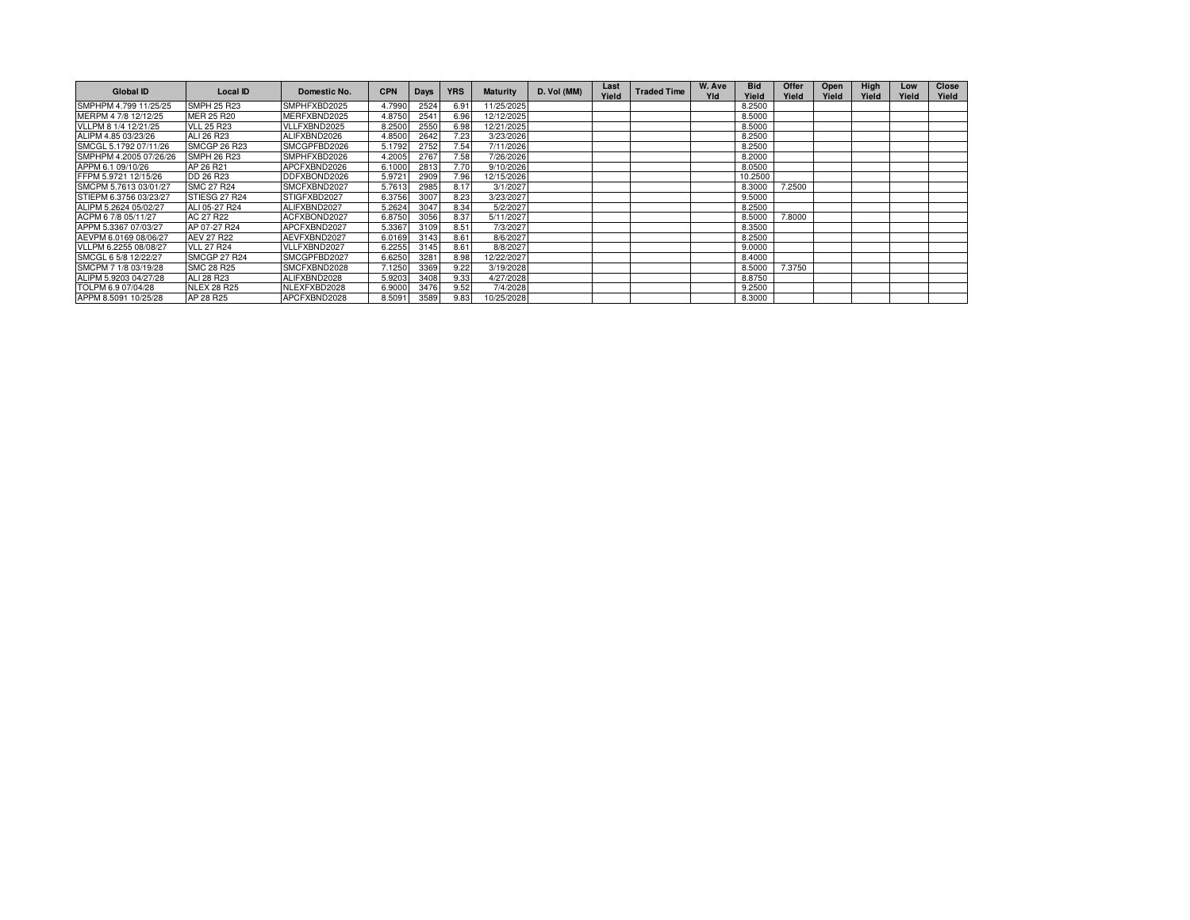| Global ID | Local ID | Domestic No. | CPN | Days | YRS | Maturity | D. Vol (MM) | Last Yield | Traded Time | W. Ave Yld | Bid Yield | Offer Yield | Open Yield | High Yield | Low Yield | Close Yield |
|---|---|---|---|---|---|---|---|---|---|---|---|---|---|---|---|---|
| SMPHPM 4.799 11/25/25 | SMPH 25 R23 | SMPHFXBD2025 | 4.7990 | 2524 | 6.91 | 11/25/2025 | | | | | 8.2500 | | | | | |
| MERPM 4 7/8 12/12/25 | MER 25 R20 | MERFXBND2025 | 4.8750 | 2541 | 6.96 | 12/12/2025 | | | | | 8.5000 | | | | | |
| VLLPM 8 1/4 12/21/25 | VLL 25 R23 | VLLFXBND2025 | 8.2500 | 2550 | 6.98 | 12/21/2025 | | | | | 8.5000 | | | | | |
| ALIPM 4.85 03/23/26 | ALI 26 R23 | ALIFXBND2026 | 4.8500 | 2642 | 7.23 | 3/23/2026 | | | | | 8.2500 | | | | | |
| SMCGL 5.1792 07/11/26 | SMCGP 26 R23 | SMCGPFBD2026 | 5.1792 | 2752 | 7.54 | 7/11/2026 | | | | | 8.2500 | | | | | |
| SMPHPM 4.2005 07/26/26 | SMPH 26 R23 | SMPHFXBD2026 | 4.2005 | 2767 | 7.58 | 7/26/2026 | | | | | 8.2000 | | | | | |
| APPM 6.1 09/10/26 | AP 26 R21 | APCFXBND2026 | 6.1000 | 2813 | 7.70 | 9/10/2026 | | | | | 8.0500 | | | | | |
| FFPM 5.9721 12/15/26 | DD 26 R23 | DDFXBOND2026 | 5.9721 | 2909 | 7.96 | 12/15/2026 | | | | | 10.2500 | | | | | |
| SMCPM 5.7613 03/01/27 | SMC 27 R24 | SMCFXBND2027 | 5.7613 | 2985 | 8.17 | 3/1/2027 | | | | | 8.3000 | 7.2500 | | | | |
| STIEPM 6.3756 03/23/27 | STIESG 27 R24 | STIGFXBD2027 | 6.3756 | 3007 | 8.23 | 3/23/2027 | | | | | 9.5000 | | | | | |
| ALIPM 5.2624 05/02/27 | ALI 05-27 R24 | ALIFXBND2027 | 5.2624 | 3047 | 8.34 | 5/2/2027 | | | | | 8.2500 | | | | | |
| ACPM 6 7/8 05/11/27 | AC 27 R22 | ACFXBOND2027 | 6.8750 | 3056 | 8.37 | 5/11/2027 | | | | | 8.5000 | 7.8000 | | | | |
| APPM 5.3367 07/03/27 | AP 07-27 R24 | APCFXBND2027 | 5.3367 | 3109 | 8.51 | 7/3/2027 | | | | | 8.3500 | | | | | |
| AEVPM 6.0169 08/06/27 | AEV 27 R22 | AEVFXBND2027 | 6.0169 | 3143 | 8.61 | 8/6/2027 | | | | | 8.2500 | | | | | |
| VLLPM 6.2255 08/08/27 | VLL 27 R24 | VLLFXBND2027 | 6.2255 | 3145 | 8.61 | 8/8/2027 | | | | | 9.0000 | | | | | |
| SMCGL 6 5/8 12/22/27 | SMCGP 27 R24 | SMCGPFBD2027 | 6.6250 | 3281 | 8.98 | 12/22/2027 | | | | | 8.4000 | | | | | |
| SMCPM 7 1/8 03/19/28 | SMC 28 R25 | SMCFXBND2028 | 7.1250 | 3369 | 9.22 | 3/19/2028 | | | | | 8.5000 | 7.3750 | | | | |
| ALIPM 5.9203 04/27/28 | ALI 28 R23 | ALIFXBND2028 | 5.9203 | 3408 | 9.33 | 4/27/2028 | | | | | 8.8750 | | | | | |
| TOLPM 6.9 07/04/28 | NLEX 28 R25 | NLEXFXBD2028 | 6.9000 | 3476 | 9.52 | 7/4/2028 | | | | | 9.2500 | | | | | |
| APPM 8.5091 10/25/28 | AP 28 R25 | APCFXBND2028 | 8.5091 | 3589 | 9.83 | 10/25/2028 | | | | | 8.3000 | | | | | |